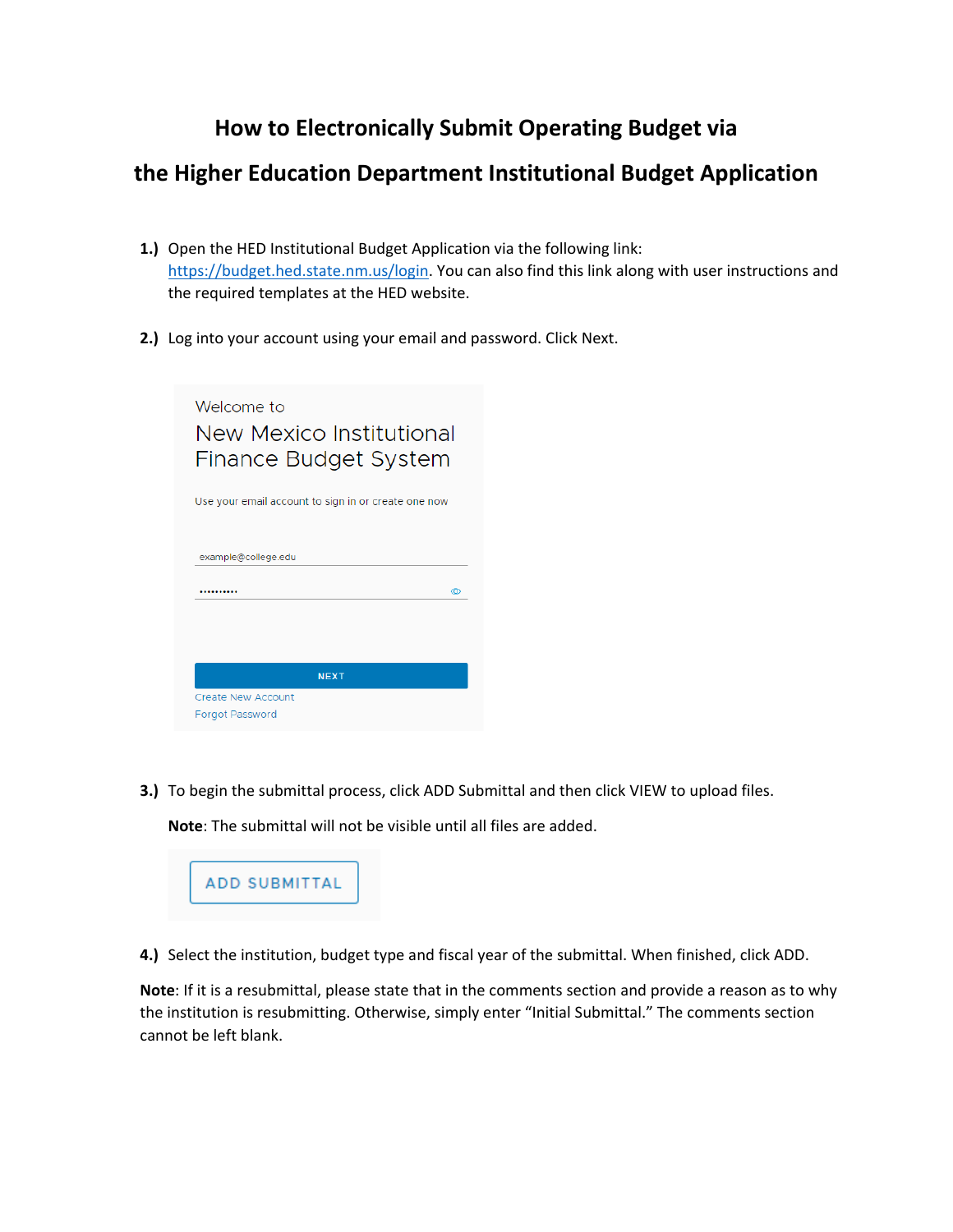# How to Electronically Submit Operating Budget via the Higher Education Department Institutional Budget Application

**1.)** Open the HED Institutional Budget Application via the following link: https://budget.hed.state.nm.us/login. You can also find this link along with user instructions and the required templates at the HED website.

**2.)** Log into your account using your email and password. Click Next.

Welcome to
New Mexico Institutional Finance Budget System

Use your email account to sign in or create one now

example@college.edu

••••••••••

NEXT

Create New Account

Forgot Password

**3.)** To begin the submittal process, click ADD Submittal and then click VIEW to upload files.

**Note**: The submittal will not be visible until all files are added.

ADD SUBMITTAL

**4.)** Select the institution, budget type and fiscal year of the submittal. When finished, click ADD.

**Note**: If it is a resubmittal, please state that in the comments section and provide a reason as to why the institution is resubmitting. Otherwise, simply enter "Initial Submittal." The comments section cannot be left blank.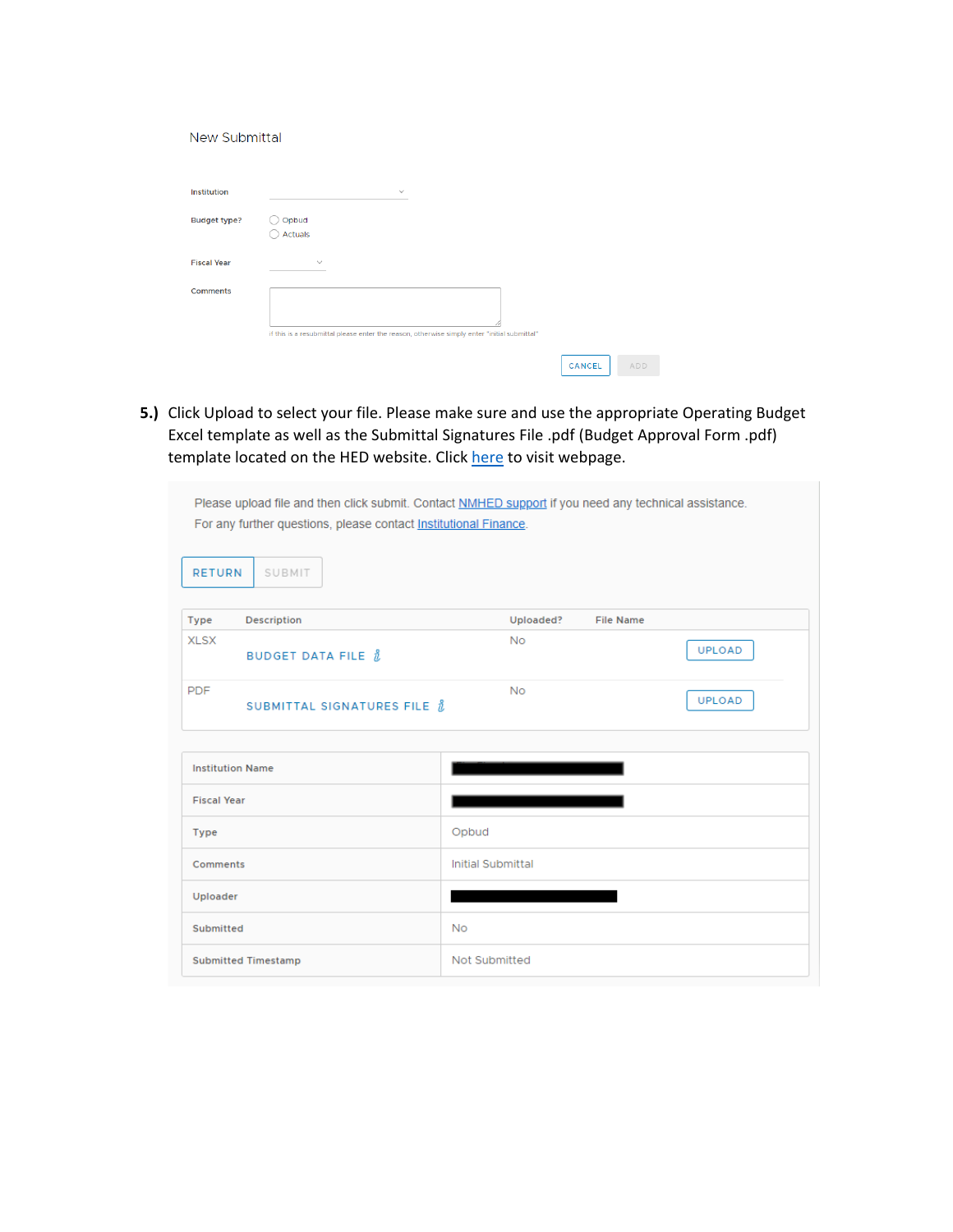New Submittal

Institution

Budget type?

- ◯ Opbud
- ◯ Actuals

Fiscal Year

Comments

if this is a resubmittal please enter the reason, otherwise simply enter "initial submittal"

CANCEL ADD

**5.)** Click Upload to select your file. Please make sure and use the appropriate Operating Budget Excel template as well as the Submittal Signatures File .pdf (Budget Approval Form .pdf) template located on the HED website. Click here to visit webpage.

Please upload file and then click submit. Contact NMHED support if you need any technical assistance.
For any further questions, please contact Institutional Finance.

RETURN SUBMIT

| Type | Description | Uploaded? | File Name |
| --- | --- | --- | --- |
| XLSX | BUDGET DATA FILE | No | UPLOAD |
| PDF | SUBMITTAL SIGNATURES FILE | No | UPLOAD |

| | |
| --- | --- |
| Institution Name | |
| Fiscal Year | |
| Type | Opbud |
| Comments | Initial Submittal |
| Uploader | |
| Submitted | No |
| Submitted Timestamp | Not Submitted |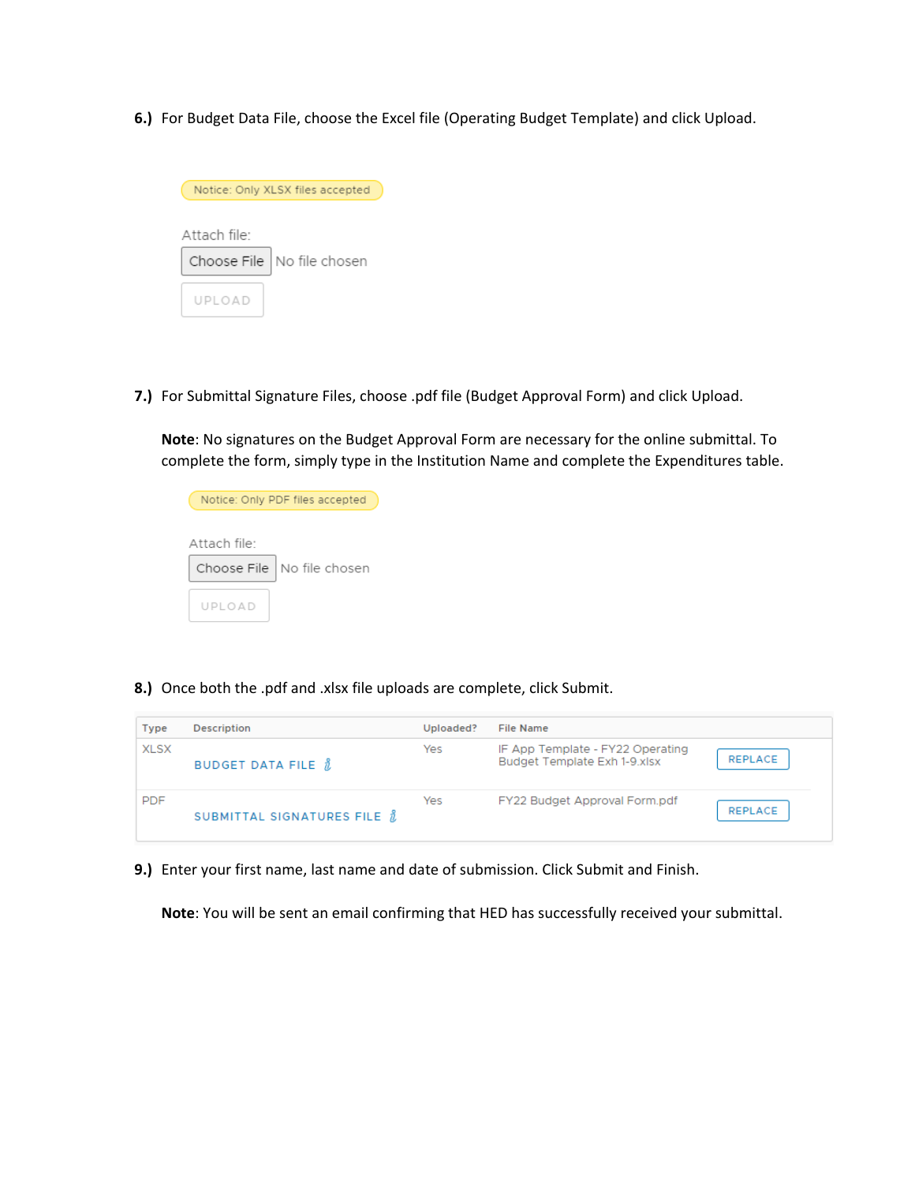6.) For Budget Data File, choose the Excel file (Operating Budget Template) and click Upload.

Notice: Only XLSX files accepted

Attach file:

Choose File No file chosen

UPLOAD

7.) For Submittal Signature Files, choose .pdf file (Budget Approval Form) and click Upload.

**Note**: No signatures on the Budget Approval Form are necessary for the online submittal. To complete the form, simply type in the Institution Name and complete the Expenditures table.

Notice: Only PDF files accepted

Attach file:

Choose File No file chosen

UPLOAD

8.) Once both the .pdf and .xlsx file uploads are complete, click Submit.

| Type | Description | Uploaded? | File Name | |
|---|---|---|---|---|
| XLSX | BUDGET DATA FILE | Yes | IF App Template - FY22 Operating Budget Template Exh 1-9.xlsx | REPLACE |
| PDF | SUBMITTAL SIGNATURES FILE | Yes | FY22 Budget Approval Form.pdf | REPLACE |

9.) Enter your first name, last name and date of submission. Click Submit and Finish.

**Note**: You will be sent an email confirming that HED has successfully received your submittal.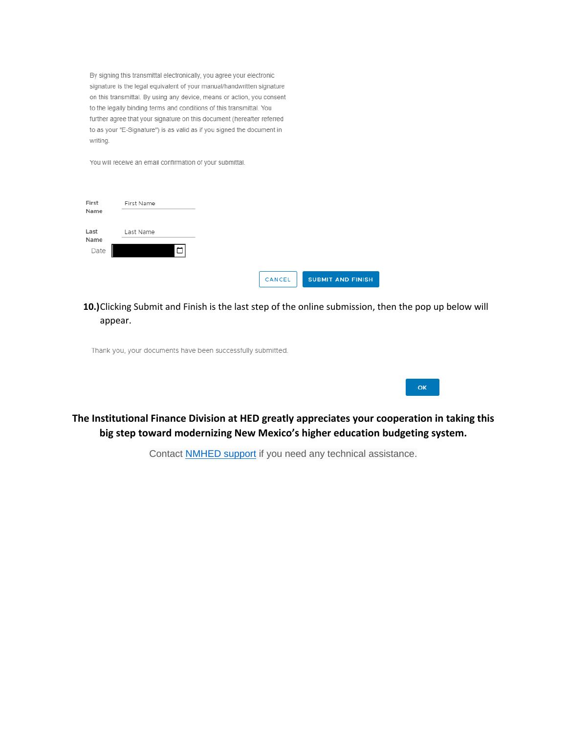By signing this transmittal electronically, you agree your electronic signature is the legal equivalent of your manual/handwritten signature on this transmittal. By using any device, means or action, you consent to the legally binding terms and conditions of this transmittal. You further agree that your signature on this document (hereafter referred to as your "E-Signature") is as valid as if you signed the document in writing.

You will receive an email confirmation of your submittal.

First Name: First Name

Last Name: Last Name

Date

CANCEL SUBMIT AND FINISH

**10.)** Clicking Submit and Finish is the last step of the online submission, then the pop up below will appear.

Thank you, your documents have been successfully submitted.

OK

**The Institutional Finance Division at HED greatly appreciates your cooperation in taking this big step toward modernizing New Mexico's higher education budgeting system.**

Contact [NMHED support]() if you need any technical assistance.